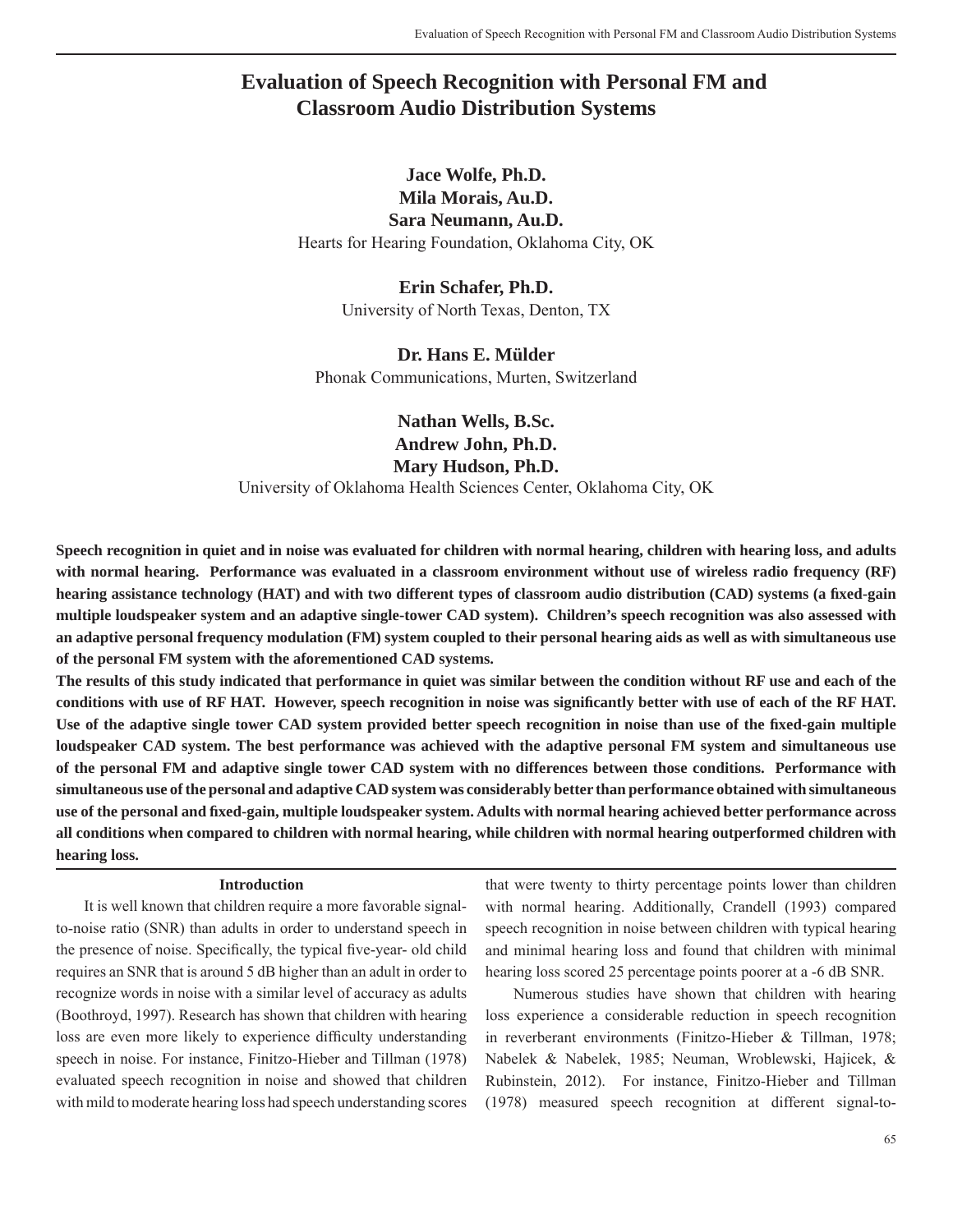# Evaluation of Speech Recognition with Personal FM and Classroom Audio Distribution Systems

**Jace Wolfe, Ph.D.**
**Mila Morais, Au.D.**
**Sara Neumann, Au.D.**
Hearts for Hearing Foundation, Oklahoma City, OK

**Erin Schafer, Ph.D.**
University of North Texas, Denton, TX

**Dr. Hans E. Mülder**
Phonak Communications, Murten, Switzerland

**Nathan Wells, B.Sc.**
**Andrew John, Ph.D.**
**Mary Hudson, Ph.D.**
University of Oklahoma Health Sciences Center, Oklahoma City, OK

**Speech recognition in quiet and in noise was evaluated for children with normal hearing, children with hearing loss, and adults with normal hearing. Performance was evaluated in a classroom environment without use of wireless radio frequency (RF) hearing assistance technology (HAT) and with two different types of classroom audio distribution (CAD) systems (a fixed-gain multiple loudspeaker system and an adaptive single-tower CAD system). Children's speech recognition was also assessed with an adaptive personal frequency modulation (FM) system coupled to their personal hearing aids as well as with simultaneous use of the personal FM system with the aforementioned CAD systems.**

**The results of this study indicated that performance in quiet was similar between the condition without RF use and each of the conditions with use of RF HAT. However, speech recognition in noise was significantly better with use of each of the RF HAT. Use of the adaptive single tower CAD system provided better speech recognition in noise than use of the fixed-gain multiple loudspeaker CAD system. The best performance was achieved with the adaptive personal FM system and simultaneous use of the personal FM and adaptive single tower CAD system with no differences between those conditions. Performance with simultaneous use of the personal and adaptive CAD system was considerably better than performance obtained with simultaneous use of the personal and fixed-gain, multiple loudspeaker system. Adults with normal hearing achieved better performance across all conditions when compared to children with normal hearing, while children with normal hearing outperformed children with hearing loss.**

## Introduction

It is well known that children require a more favorable signal-to-noise ratio (SNR) than adults in order to understand speech in the presence of noise. Specifically, the typical five-year- old child requires an SNR that is around 5 dB higher than an adult in order to recognize words in noise with a similar level of accuracy as adults (Boothroyd, 1997). Research has shown that children with hearing loss are even more likely to experience difficulty understanding speech in noise. For instance, Finitzo-Hieber and Tillman (1978) evaluated speech recognition in noise and showed that children with mild to moderate hearing loss had speech understanding scores that were twenty to thirty percentage points lower than children with normal hearing. Additionally, Crandell (1993) compared speech recognition in noise between children with typical hearing and minimal hearing loss and found that children with minimal hearing loss scored 25 percentage points poorer at a -6 dB SNR.

Numerous studies have shown that children with hearing loss experience a considerable reduction in speech recognition in reverberant environments (Finitzo-Hieber & Tillman, 1978; Nabelek & Nabelek, 1985; Neuman, Wroblewski, Hajicek, & Rubinstein, 2012). For instance, Finitzo-Hieber and Tillman (1978) measured speech recognition at different signal-to-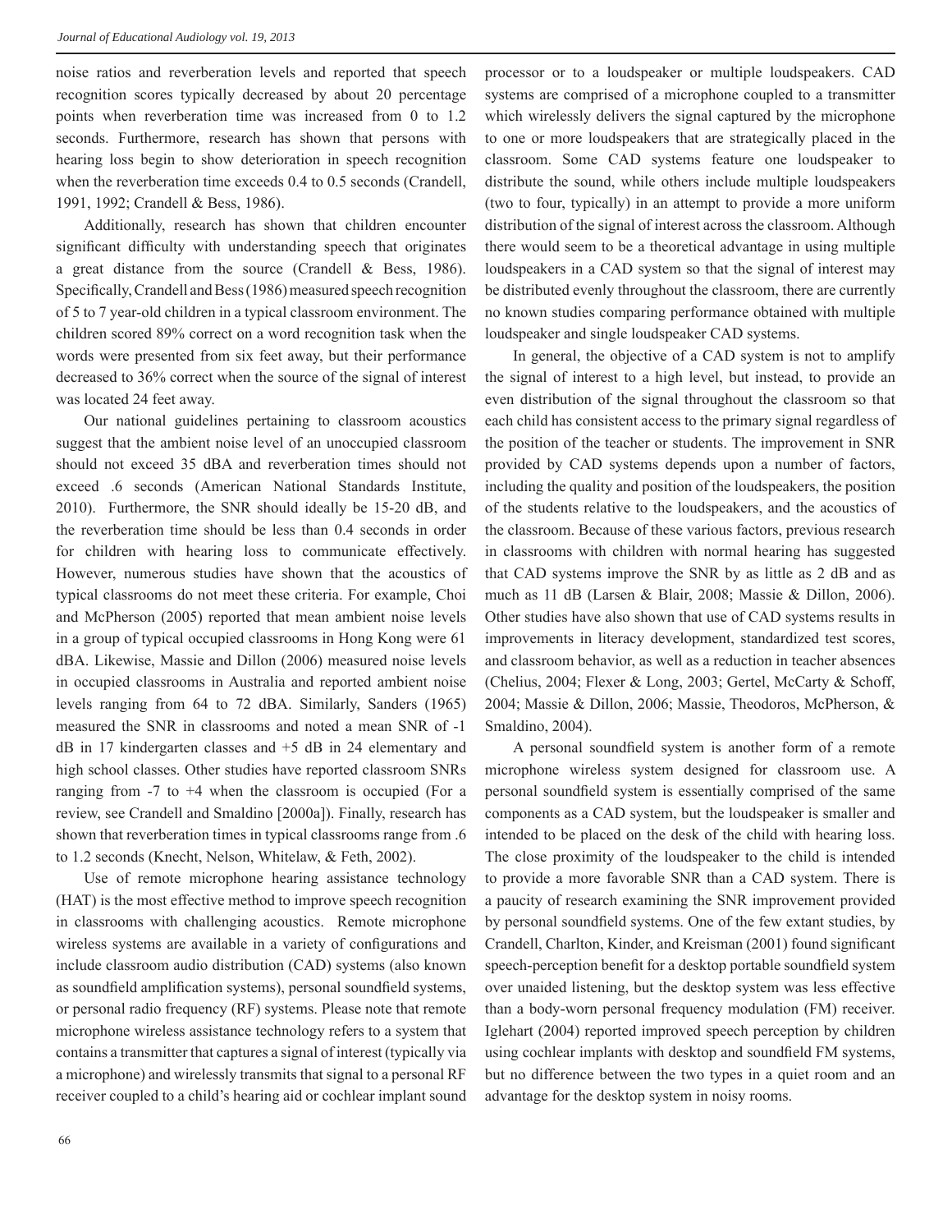noise ratios and reverberation levels and reported that speech recognition scores typically decreased by about 20 percentage points when reverberation time was increased from 0 to 1.2 seconds. Furthermore, research has shown that persons with hearing loss begin to show deterioration in speech recognition when the reverberation time exceeds 0.4 to 0.5 seconds (Crandell, 1991, 1992; Crandell & Bess, 1986).

Additionally, research has shown that children encounter significant difficulty with understanding speech that originates a great distance from the source (Crandell & Bess, 1986). Specifically, Crandell and Bess (1986) measured speech recognition of 5 to 7 year-old children in a typical classroom environment. The children scored 89% correct on a word recognition task when the words were presented from six feet away, but their performance decreased to 36% correct when the source of the signal of interest was located 24 feet away.

Our national guidelines pertaining to classroom acoustics suggest that the ambient noise level of an unoccupied classroom should not exceed 35 dBA and reverberation times should not exceed .6 seconds (American National Standards Institute, 2010). Furthermore, the SNR should ideally be 15-20 dB, and the reverberation time should be less than 0.4 seconds in order for children with hearing loss to communicate effectively. However, numerous studies have shown that the acoustics of typical classrooms do not meet these criteria. For example, Choi and McPherson (2005) reported that mean ambient noise levels in a group of typical occupied classrooms in Hong Kong were 61 dBA. Likewise, Massie and Dillon (2006) measured noise levels in occupied classrooms in Australia and reported ambient noise levels ranging from 64 to 72 dBA. Similarly, Sanders (1965) measured the SNR in classrooms and noted a mean SNR of -1 dB in 17 kindergarten classes and +5 dB in 24 elementary and high school classes. Other studies have reported classroom SNRs ranging from -7 to +4 when the classroom is occupied (For a review, see Crandell and Smaldino [2000a]). Finally, research has shown that reverberation times in typical classrooms range from .6 to 1.2 seconds (Knecht, Nelson, Whitelaw, & Feth, 2002).

Use of remote microphone hearing assistance technology (HAT) is the most effective method to improve speech recognition in classrooms with challenging acoustics. Remote microphone wireless systems are available in a variety of configurations and include classroom audio distribution (CAD) systems (also known as soundfield amplification systems), personal soundfield systems, or personal radio frequency (RF) systems. Please note that remote microphone wireless assistance technology refers to a system that contains a transmitter that captures a signal of interest (typically via a microphone) and wirelessly transmits that signal to a personal RF receiver coupled to a child's hearing aid or cochlear implant sound processor or to a loudspeaker or multiple loudspeakers. CAD systems are comprised of a microphone coupled to a transmitter which wirelessly delivers the signal captured by the microphone to one or more loudspeakers that are strategically placed in the classroom. Some CAD systems feature one loudspeaker to distribute the sound, while others include multiple loudspeakers (two to four, typically) in an attempt to provide a more uniform distribution of the signal of interest across the classroom. Although there would seem to be a theoretical advantage in using multiple loudspeakers in a CAD system so that the signal of interest may be distributed evenly throughout the classroom, there are currently no known studies comparing performance obtained with multiple loudspeaker and single loudspeaker CAD systems.

In general, the objective of a CAD system is not to amplify the signal of interest to a high level, but instead, to provide an even distribution of the signal throughout the classroom so that each child has consistent access to the primary signal regardless of the position of the teacher or students. The improvement in SNR provided by CAD systems depends upon a number of factors, including the quality and position of the loudspeakers, the position of the students relative to the loudspeakers, and the acoustics of the classroom. Because of these various factors, previous research in classrooms with children with normal hearing has suggested that CAD systems improve the SNR by as little as 2 dB and as much as 11 dB (Larsen & Blair, 2008; Massie & Dillon, 2006). Other studies have also shown that use of CAD systems results in improvements in literacy development, standardized test scores, and classroom behavior, as well as a reduction in teacher absences (Chelius, 2004; Flexer & Long, 2003; Gertel, McCarty & Schoff, 2004; Massie & Dillon, 2006; Massie, Theodoros, McPherson, & Smaldino, 2004).

A personal soundfield system is another form of a remote microphone wireless system designed for classroom use. A personal soundfield system is essentially comprised of the same components as a CAD system, but the loudspeaker is smaller and intended to be placed on the desk of the child with hearing loss. The close proximity of the loudspeaker to the child is intended to provide a more favorable SNR than a CAD system. There is a paucity of research examining the SNR improvement provided by personal soundfield systems. One of the few extant studies, by Crandell, Charlton, Kinder, and Kreisman (2001) found significant speech-perception benefit for a desktop portable soundfield system over unaided listening, but the desktop system was less effective than a body-worn personal frequency modulation (FM) receiver. Iglehart (2004) reported improved speech perception by children using cochlear implants with desktop and soundfield FM systems, but no difference between the two types in a quiet room and an advantage for the desktop system in noisy rooms.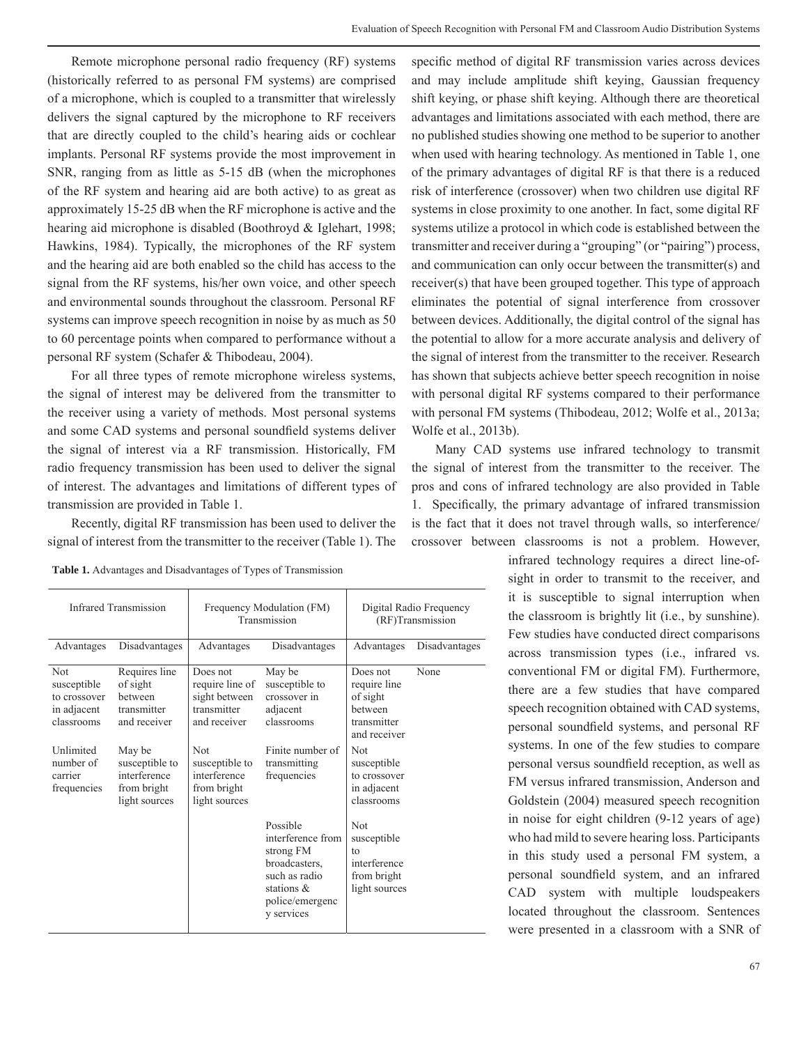Remote microphone personal radio frequency (RF) systems (historically referred to as personal FM systems) are comprised of a microphone, which is coupled to a transmitter that wirelessly delivers the signal captured by the microphone to RF receivers that are directly coupled to the child's hearing aids or cochlear implants. Personal RF systems provide the most improvement in SNR, ranging from as little as 5-15 dB (when the microphones of the RF system and hearing aid are both active) to as great as approximately 15-25 dB when the RF microphone is active and the hearing aid microphone is disabled (Boothroyd & Iglehart, 1998; Hawkins, 1984). Typically, the microphones of the RF system and the hearing aid are both enabled so the child has access to the signal from the RF systems, his/her own voice, and other speech and environmental sounds throughout the classroom. Personal RF systems can improve speech recognition in noise by as much as 50 to 60 percentage points when compared to performance without a personal RF system (Schafer & Thibodeau, 2004).

For all three types of remote microphone wireless systems, the signal of interest may be delivered from the transmitter to the receiver using a variety of methods. Most personal systems and some CAD systems and personal soundfield systems deliver the signal of interest via a RF transmission. Historically, FM radio frequency transmission has been used to deliver the signal of interest. The advantages and limitations of different types of transmission are provided in Table 1.

Recently, digital RF transmission has been used to deliver the signal of interest from the transmitter to the receiver (Table 1). The specific method of digital RF transmission varies across devices and may include amplitude shift keying, Gaussian frequency shift keying, or phase shift keying. Although there are theoretical advantages and limitations associated with each method, there are no published studies showing one method to be superior to another when used with hearing technology. As mentioned in Table 1, one of the primary advantages of digital RF is that there is a reduced risk of interference (crossover) when two children use digital RF systems in close proximity to one another. In fact, some digital RF systems utilize a protocol in which code is established between the transmitter and receiver during a "grouping" (or "pairing") process, and communication can only occur between the transmitter(s) and receiver(s) that have been grouped together. This type of approach eliminates the potential of signal interference from crossover between devices. Additionally, the digital control of the signal has the potential to allow for a more accurate analysis and delivery of the signal of interest from the transmitter to the receiver. Research has shown that subjects achieve better speech recognition in noise with personal digital RF systems compared to their performance with personal FM systems (Thibodeau, 2012; Wolfe et al., 2013a; Wolfe et al., 2013b).

Many CAD systems use infrared technology to transmit the signal of interest from the transmitter to the receiver. The pros and cons of infrared technology are also provided in Table 1. Specifically, the primary advantage of infrared transmission is the fact that it does not travel through walls, so interference/crossover between classrooms is not a problem. However, infrared technology requires a direct line-of-sight in order to transmit to the receiver, and it is susceptible to signal interruption when the classroom is brightly lit (i.e., by sunshine). Few studies have conducted direct comparisons across transmission types (i.e., infrared vs. conventional FM or digital FM). Furthermore, there are a few studies that have compared speech recognition obtained with CAD systems, personal soundfield systems, and personal RF systems. In one of the few studies to compare personal versus soundfield reception, as well as FM versus infrared transmission, Anderson and Goldstein (2004) measured speech recognition in noise for eight children (9-12 years of age) who had mild to severe hearing loss. Participants in this study used a personal FM system, a personal soundfield system, and an infrared CAD system with multiple loudspeakers located throughout the classroom. Sentences were presented in a classroom with a SNR of

**Table 1.** Advantages and Disadvantages of Types of Transmission

| Infrared Transmission | | Frequency Modulation (FM) Transmission | | Digital Radio Frequency (RF)Transmission | |
|---|---|---|---|---|---|
| Advantages | Disadvantages | Advantages | Disadvantages | Advantages | Disadvantages |
| Not susceptible to crossover in adjacent classrooms | Requires line of sight between transmitter and receiver | Does not require line of sight between transmitter and receiver | May be susceptible to crossover in adjacent classrooms | Does not require line of sight between transmitter and receiver | None |
| Unlimited number of carrier frequencies | May be susceptible to interference from bright light sources | Not susceptible to interference from bright light sources | Finite number of transmitting frequencies | Not susceptible to crossover in adjacent classrooms | |
| | | | Possible interference from strong FM broadcasters, such as radio stations & police/emergency services | Not susceptible to interference from bright light sources | |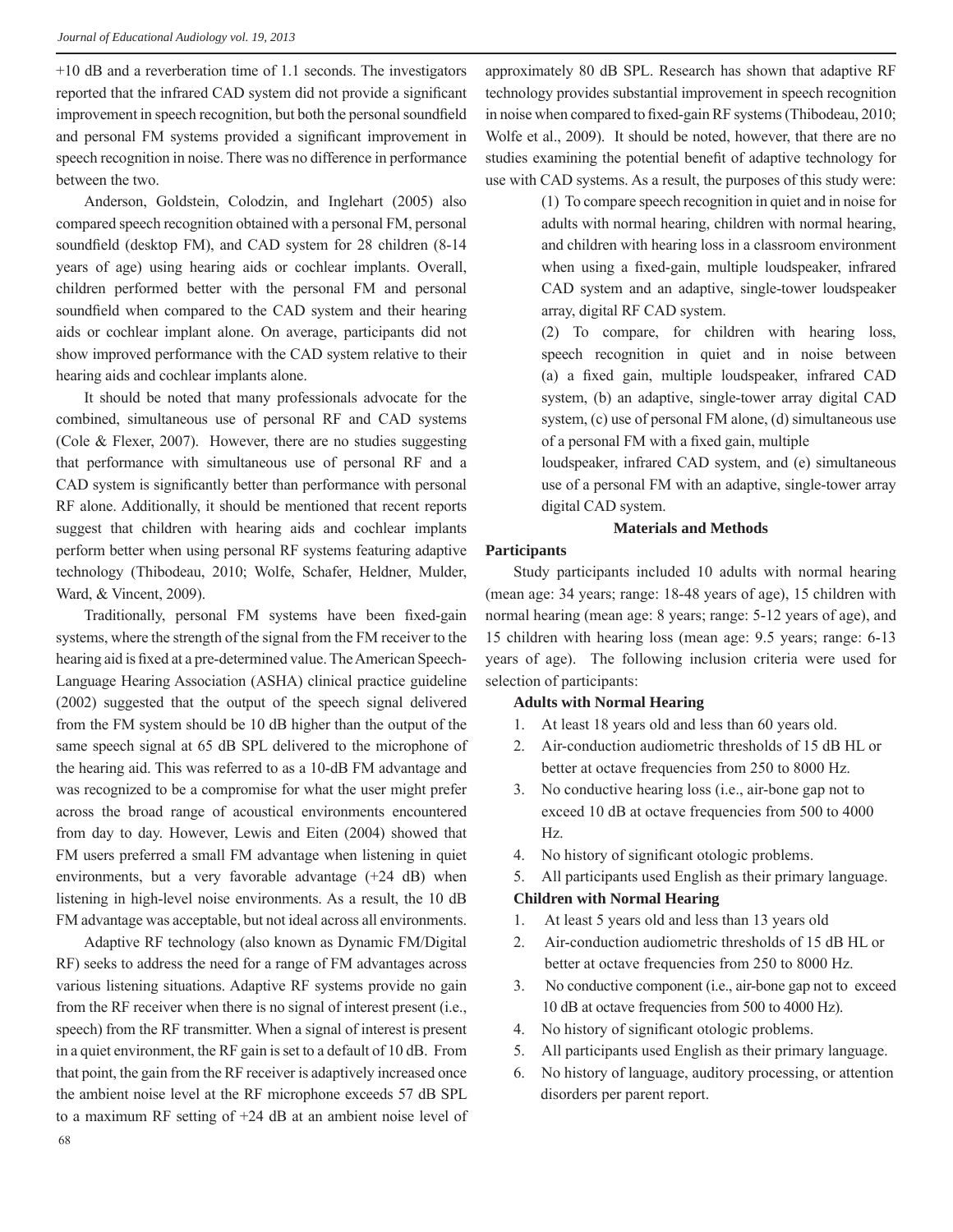+10 dB and a reverberation time of 1.1 seconds. The investigators reported that the infrared CAD system did not provide a significant improvement in speech recognition, but both the personal soundfield and personal FM systems provided a significant improvement in speech recognition in noise. There was no difference in performance between the two.

Anderson, Goldstein, Colodzin, and Inglehart (2005) also compared speech recognition obtained with a personal FM, personal soundfield (desktop FM), and CAD system for 28 children (8-14 years of age) using hearing aids or cochlear implants. Overall, children performed better with the personal FM and personal soundfield when compared to the CAD system and their hearing aids or cochlear implant alone. On average, participants did not show improved performance with the CAD system relative to their hearing aids and cochlear implants alone.

It should be noted that many professionals advocate for the combined, simultaneous use of personal RF and CAD systems (Cole & Flexer, 2007). However, there are no studies suggesting that performance with simultaneous use of personal RF and a CAD system is significantly better than performance with personal RF alone. Additionally, it should be mentioned that recent reports suggest that children with hearing aids and cochlear implants perform better when using personal RF systems featuring adaptive technology (Thibodeau, 2010; Wolfe, Schafer, Heldner, Mulder, Ward, & Vincent, 2009).

Traditionally, personal FM systems have been fixed-gain systems, where the strength of the signal from the FM receiver to the hearing aid is fixed at a pre-determined value. The American Speech-Language Hearing Association (ASHA) clinical practice guideline (2002) suggested that the output of the speech signal delivered from the FM system should be 10 dB higher than the output of the same speech signal at 65 dB SPL delivered to the microphone of the hearing aid. This was referred to as a 10-dB FM advantage and was recognized to be a compromise for what the user might prefer across the broad range of acoustical environments encountered from day to day. However, Lewis and Eiten (2004) showed that FM users preferred a small FM advantage when listening in quiet environments, but a very favorable advantage (+24 dB) when listening in high-level noise environments. As a result, the 10 dB FM advantage was acceptable, but not ideal across all environments.

Adaptive RF technology (also known as Dynamic FM/Digital RF) seeks to address the need for a range of FM advantages across various listening situations. Adaptive RF systems provide no gain from the RF receiver when there is no signal of interest present (i.e., speech) from the RF transmitter. When a signal of interest is present in a quiet environment, the RF gain is set to a default of 10 dB. From that point, the gain from the RF receiver is adaptively increased once the ambient noise level at the RF microphone exceeds 57 dB SPL to a maximum RF setting of +24 dB at an ambient noise level of approximately 80 dB SPL. Research has shown that adaptive RF technology provides substantial improvement in speech recognition in noise when compared to fixed-gain RF systems (Thibodeau, 2010; Wolfe et al., 2009). It should be noted, however, that there are no studies examining the potential benefit of adaptive technology for use with CAD systems. As a result, the purposes of this study were:

(1) To compare speech recognition in quiet and in noise for adults with normal hearing, children with normal hearing, and children with hearing loss in a classroom environment when using a fixed-gain, multiple loudspeaker, infrared CAD system and an adaptive, single-tower loudspeaker array, digital RF CAD system.

(2) To compare, for children with hearing loss, speech recognition in quiet and in noise between (a) a fixed gain, multiple loudspeaker, infrared CAD system, (b) an adaptive, single-tower array digital CAD system, (c) use of personal FM alone, (d) simultaneous use of a personal FM with a fixed gain, multiple loudspeaker, infrared CAD system, and (e) simultaneous use of a personal FM with an adaptive, single-tower array digital CAD system.

## Materials and Methods

### Participants

Study participants included 10 adults with normal hearing (mean age: 34 years; range: 18-48 years of age), 15 children with normal hearing (mean age: 8 years; range: 5-12 years of age), and 15 children with hearing loss (mean age: 9.5 years; range: 6-13 years of age). The following inclusion criteria were used for selection of participants:

**Adults with Normal Hearing**

1. At least 18 years old and less than 60 years old.
2. Air-conduction audiometric thresholds of 15 dB HL or better at octave frequencies from 250 to 8000 Hz.
3. No conductive hearing loss (i.e., air-bone gap not to exceed 10 dB at octave frequencies from 500 to 4000 Hz.
4. No history of significant otologic problems.
5. All participants used English as their primary language.

**Children with Normal Hearing**

1. At least 5 years old and less than 13 years old
2. Air-conduction audiometric thresholds of 15 dB HL or better at octave frequencies from 250 to 8000 Hz.
3. No conductive component (i.e., air-bone gap not to exceed 10 dB at octave frequencies from 500 to 4000 Hz).
4. No history of significant otologic problems.
5. All participants used English as their primary language.
6. No history of language, auditory processing, or attention disorders per parent report.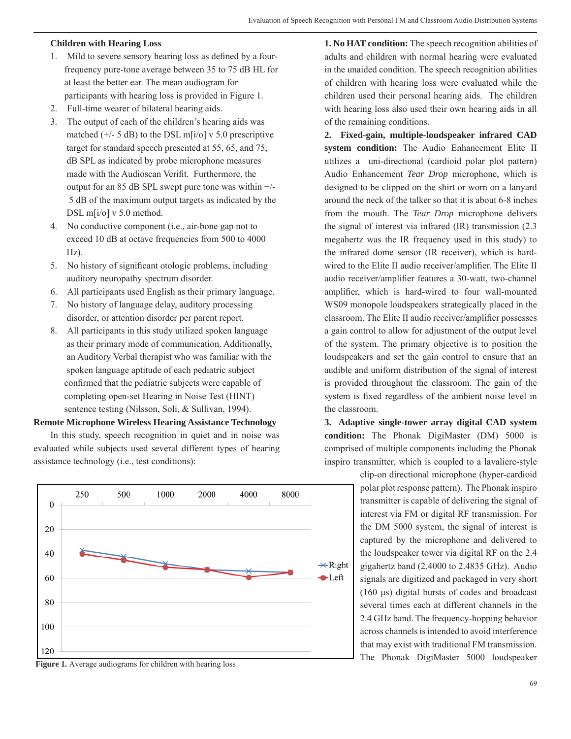**Children with Hearing Loss**

1. Mild to severe sensory hearing loss as defined by a four-frequency pure-tone average between 35 to 75 dB HL for at least the better ear. The mean audiogram for participants with hearing loss is provided in Figure 1.
2. Full-time wearer of bilateral hearing aids.
3. The output of each of the children's hearing aids was matched (+/- 5 dB) to the DSL m[i/o] v 5.0 prescriptive target for standard speech presented at 55, 65, and 75, dB SPL as indicated by probe microphone measures made with the Audioscan Verifit. Furthermore, the output for an 85 dB SPL swept pure tone was within +/- 5 dB of the maximum output targets as indicated by the DSL m[i/o] v 5.0 method.
4. No conductive component (i.e., air-bone gap not to exceed 10 dB at octave frequencies from 500 to 4000 Hz).
5. No history of significant otologic problems, including auditory neuropathy spectrum disorder.
6. All participants used English as their primary language.
7. No history of language delay, auditory processing disorder, or attention disorder per parent report.
8. All participants in this study utilized spoken language as their primary mode of communication. Additionally, an Auditory Verbal therapist who was familiar with the spoken language aptitude of each pediatric subject confirmed that the pediatric subjects were capable of completing open-set Hearing in Noise Test (HINT) sentence testing (Nilsson, Soli, & Sullivan, 1994).

**Remote Microphone Wireless Hearing Assistance Technology**

In this study, speech recognition in quiet and in noise was evaluated while subjects used several different types of hearing assistance technology (i.e., test conditions):

**Figure 1.** Average audiograms for children with hearing loss

**1. No HAT condition:** The speech recognition abilities of adults and children with normal hearing were evaluated in the unaided condition. The speech recognition abilities of children with hearing loss were evaluated while the children used their personal hearing aids. The children with hearing loss also used their own hearing aids in all of the remaining conditions.

**2. Fixed-gain, multiple-loudspeaker infrared CAD system condition:** The Audio Enhancement Elite II utilizes a uni-directional (cardioid polar plot pattern) Audio Enhancement *Tear Drop* microphone, which is designed to be clipped on the shirt or worn on a lanyard around the neck of the talker so that it is about 6-8 inches from the mouth. The *Tear Drop* microphone delivers the signal of interest via infrared (IR) transmission (2.3 megahertz was the IR frequency used in this study) to the infrared dome sensor (IR receiver), which is hard-wired to the Elite II audio receiver/amplifier. The Elite II audio receiver/amplifier features a 30-watt, two-channel amplifier, which is hard-wired to four wall-mounted WS09 monopole loudspeakers strategically placed in the classroom. The Elite II audio receiver/amplifier possesses a gain control to allow for adjustment of the output level of the system. The primary objective is to position the loudspeakers and set the gain control to ensure that an audible and uniform distribution of the signal of interest is provided throughout the classroom. The gain of the system is fixed regardless of the ambient noise level in the classroom.

**3. Adaptive single-tower array digital CAD system condition:** The Phonak DigiMaster (DM) 5000 is comprised of multiple components including the Phonak inspiro transmitter, which is coupled to a lavaliere-style clip-on directional microphone (hyper-cardioid polar plot response pattern). The Phonak inspiro transmitter is capable of delivering the signal of interest via FM or digital RF transmission. For the DM 5000 system, the signal of interest is captured by the microphone and delivered to the loudspeaker tower via digital RF on the 2.4 gigahertz band (2.4000 to 2.4835 GHz). Audio signals are digitized and packaged in very short (160 µs) digital bursts of codes and broadcast several times each at different channels in the 2.4 GHz band. The frequency-hopping behavior across channels is intended to avoid interference that may exist with traditional FM transmission. The Phonak DigiMaster 5000 loudspeaker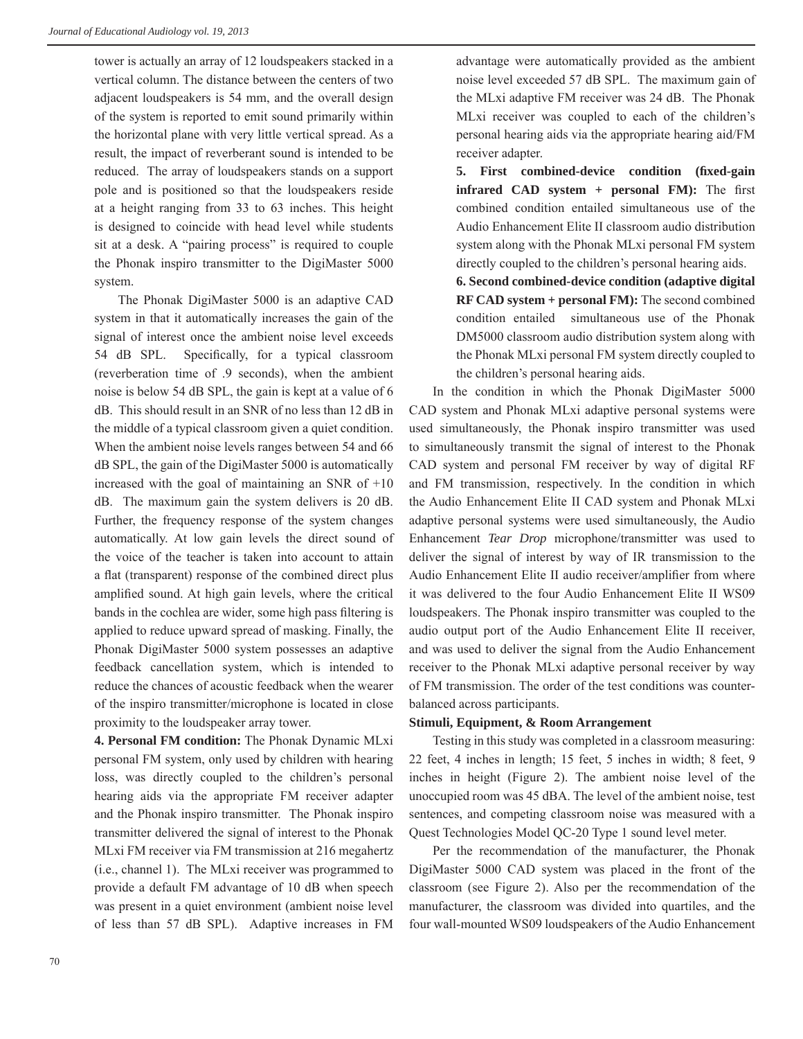tower is actually an array of 12 loudspeakers stacked in a vertical column. The distance between the centers of two adjacent loudspeakers is 54 mm, and the overall design of the system is reported to emit sound primarily within the horizontal plane with very little vertical spread. As a result, the impact of reverberant sound is intended to be reduced. The array of loudspeakers stands on a support pole and is positioned so that the loudspeakers reside at a height ranging from 33 to 63 inches. This height is designed to coincide with head level while students sit at a desk. A "pairing process" is required to couple the Phonak inspiro transmitter to the DigiMaster 5000 system.

The Phonak DigiMaster 5000 is an adaptive CAD system in that it automatically increases the gain of the signal of interest once the ambient noise level exceeds 54 dB SPL. Specifically, for a typical classroom (reverberation time of .9 seconds), when the ambient noise is below 54 dB SPL, the gain is kept at a value of 6 dB. This should result in an SNR of no less than 12 dB in the middle of a typical classroom given a quiet condition. When the ambient noise levels ranges between 54 and 66 dB SPL, the gain of the DigiMaster 5000 is automatically increased with the goal of maintaining an SNR of +10 dB. The maximum gain the system delivers is 20 dB. Further, the frequency response of the system changes automatically. At low gain levels the direct sound of the voice of the teacher is taken into account to attain a flat (transparent) response of the combined direct plus amplified sound. At high gain levels, where the critical bands in the cochlea are wider, some high pass filtering is applied to reduce upward spread of masking. Finally, the Phonak DigiMaster 5000 system possesses an adaptive feedback cancellation system, which is intended to reduce the chances of acoustic feedback when the wearer of the inspiro transmitter/microphone is located in close proximity to the loudspeaker array tower.

**4. Personal FM condition:** The Phonak Dynamic MLxi personal FM system, only used by children with hearing loss, was directly coupled to the children's personal hearing aids via the appropriate FM receiver adapter and the Phonak inspiro transmitter. The Phonak inspiro transmitter delivered the signal of interest to the Phonak MLxi FM receiver via FM transmission at 216 megahertz (i.e., channel 1). The MLxi receiver was programmed to provide a default FM advantage of 10 dB when speech was present in a quiet environment (ambient noise level of less than 57 dB SPL). Adaptive increases in FM advantage were automatically provided as the ambient noise level exceeded 57 dB SPL. The maximum gain of the MLxi adaptive FM receiver was 24 dB. The Phonak MLxi receiver was coupled to each of the children's personal hearing aids via the appropriate hearing aid/FM receiver adapter.

**5. First combined-device condition (fixed-gain infrared CAD system + personal FM):** The first combined condition entailed simultaneous use of the Audio Enhancement Elite II classroom audio distribution system along with the Phonak MLxi personal FM system directly coupled to the children's personal hearing aids.

**6. Second combined-device condition (adaptive digital RF CAD system + personal FM):** The second combined condition entailed simultaneous use of the Phonak DM5000 classroom audio distribution system along with the Phonak MLxi personal FM system directly coupled to the children's personal hearing aids.

In the condition in which the Phonak DigiMaster 5000 CAD system and Phonak MLxi adaptive personal systems were used simultaneously, the Phonak inspiro transmitter was used to simultaneously transmit the signal of interest to the Phonak CAD system and personal FM receiver by way of digital RF and FM transmission, respectively. In the condition in which the Audio Enhancement Elite II CAD system and Phonak MLxi adaptive personal systems were used simultaneously, the Audio Enhancement *Tear Drop* microphone/transmitter was used to deliver the signal of interest by way of IR transmission to the Audio Enhancement Elite II audio receiver/amplifier from where it was delivered to the four Audio Enhancement Elite II WS09 loudspeakers. The Phonak inspiro transmitter was coupled to the audio output port of the Audio Enhancement Elite II receiver, and was used to deliver the signal from the Audio Enhancement receiver to the Phonak MLxi adaptive personal receiver by way of FM transmission. The order of the test conditions was counter-balanced across participants.

**Stimuli, Equipment, & Room Arrangement**

Testing in this study was completed in a classroom measuring: 22 feet, 4 inches in length; 15 feet, 5 inches in width; 8 feet, 9 inches in height (Figure 2). The ambient noise level of the unoccupied room was 45 dBA. The level of the ambient noise, test sentences, and competing classroom noise was measured with a Quest Technologies Model QC-20 Type 1 sound level meter.

Per the recommendation of the manufacturer, the Phonak DigiMaster 5000 CAD system was placed in the front of the classroom (see Figure 2). Also per the recommendation of the manufacturer, the classroom was divided into quartiles, and the four wall-mounted WS09 loudspeakers of the Audio Enhancement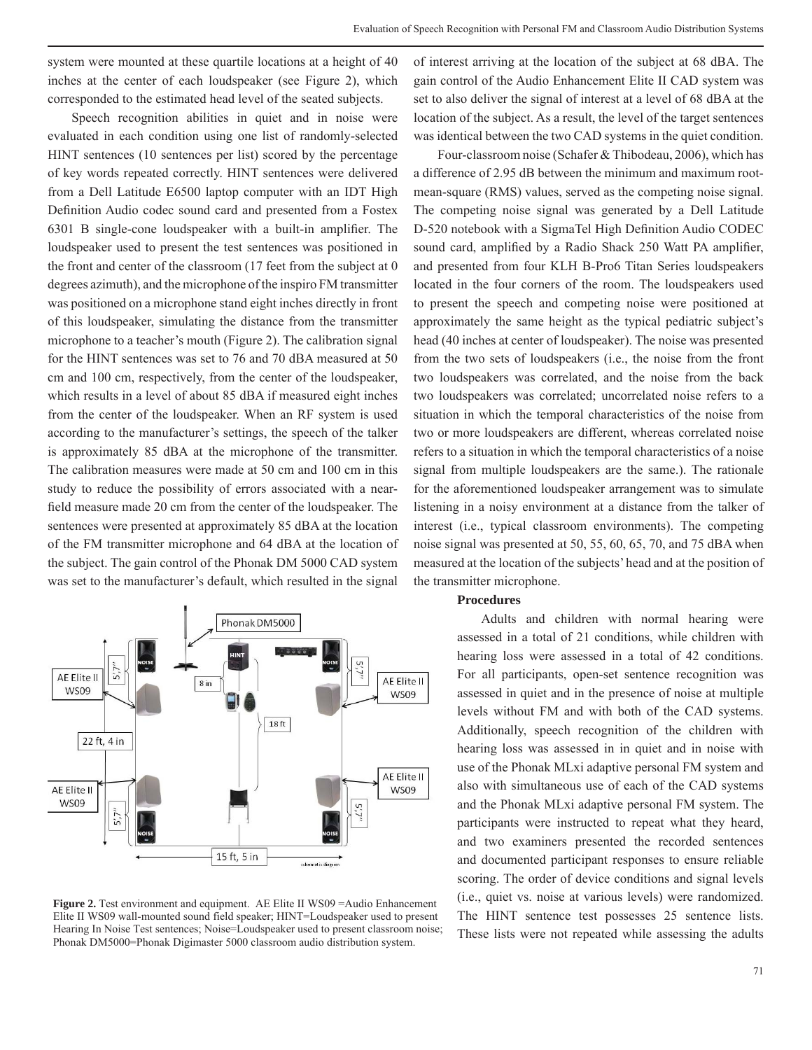system were mounted at these quartile locations at a height of 40 inches at the center of each loudspeaker (see Figure 2), which corresponded to the estimated head level of the seated subjects.

Speech recognition abilities in quiet and in noise were evaluated in each condition using one list of randomly-selected HINT sentences (10 sentences per list) scored by the percentage of key words repeated correctly. HINT sentences were delivered from a Dell Latitude E6500 laptop computer with an IDT High Definition Audio codec sound card and presented from a Fostex 6301 B single-cone loudspeaker with a built-in amplifier. The loudspeaker used to present the test sentences was positioned in the front and center of the classroom (17 feet from the subject at 0 degrees azimuth), and the microphone of the inspiro FM transmitter was positioned on a microphone stand eight inches directly in front of this loudspeaker, simulating the distance from the transmitter microphone to a teacher's mouth (Figure 2). The calibration signal for the HINT sentences was set to 76 and 70 dBA measured at 50 cm and 100 cm, respectively, from the center of the loudspeaker, which results in a level of about 85 dBA if measured eight inches from the center of the loudspeaker. When an RF system is used according to the manufacturer's settings, the speech of the talker is approximately 85 dBA at the microphone of the transmitter. The calibration measures were made at 50 cm and 100 cm in this study to reduce the possibility of errors associated with a near-field measure made 20 cm from the center of the loudspeaker. The sentences were presented at approximately 85 dBA at the location of the FM transmitter microphone and 64 dBA at the location of the subject. The gain control of the Phonak DM 5000 CAD system was set to the manufacturer's default, which resulted in the signal of interest arriving at the location of the subject at 68 dBA. The gain control of the Audio Enhancement Elite II CAD system was set to also deliver the signal of interest at a level of 68 dBA at the location of the subject. As a result, the level of the target sentences was identical between the two CAD systems in the quiet condition.

Four-classroom noise (Schafer & Thibodeau, 2006), which has a difference of 2.95 dB between the minimum and maximum root-mean-square (RMS) values, served as the competing noise signal. The competing noise signal was generated by a Dell Latitude D-520 notebook with a SigmaTel High Definition Audio CODEC sound card, amplified by a Radio Shack 250 Watt PA amplifier, and presented from four KLH B-Pro6 Titan Series loudspeakers located in the four corners of the room. The loudspeakers used to present the speech and competing noise were positioned at approximately the same height as the typical pediatric subject's head (40 inches at center of loudspeaker). The noise was presented from the two sets of loudspeakers (i.e., the noise from the front two loudspeakers was correlated, and the noise from the back two loudspeakers was correlated; uncorrelated noise refers to a situation in which the temporal characteristics of the noise from two or more loudspeakers are different, whereas correlated noise refers to a situation in which the temporal characteristics of a noise signal from multiple loudspeakers are the same.). The rationale for the aforementioned loudspeaker arrangement was to simulate listening in a noisy environment at a distance from the talker of interest (i.e., typical classroom environments). The competing noise signal was presented at 50, 55, 60, 65, 70, and 75 dBA when measured at the location of the subjects' head and at the position of the transmitter microphone.

**Figure 2.** Test environment and equipment. AE Elite II WS09 =Audio Enhancement Elite II WS09 wall-mounted sound field speaker; HINT=Loudspeaker used to present Hearing In Noise Test sentences; Noise=Loudspeaker used to present classroom noise; Phonak DM5000=Phonak Digimaster 5000 classroom audio distribution system.

### Procedures

Adults and children with normal hearing were assessed in a total of 21 conditions, while children with hearing loss were assessed in a total of 42 conditions. For all participants, open-set sentence recognition was assessed in quiet and in the presence of noise at multiple levels without FM and with both of the CAD systems. Additionally, speech recognition of the children with hearing loss was assessed in in quiet and in noise with use of the Phonak MLxi adaptive personal FM system and also with simultaneous use of each of the CAD systems and the Phonak MLxi adaptive personal FM system. The participants were instructed to repeat what they heard, and two examiners presented the recorded sentences and documented participant responses to ensure reliable scoring. The order of device conditions and signal levels (i.e., quiet vs. noise at various levels) were randomized. The HINT sentence test possesses 25 sentence lists. These lists were not repeated while assessing the adults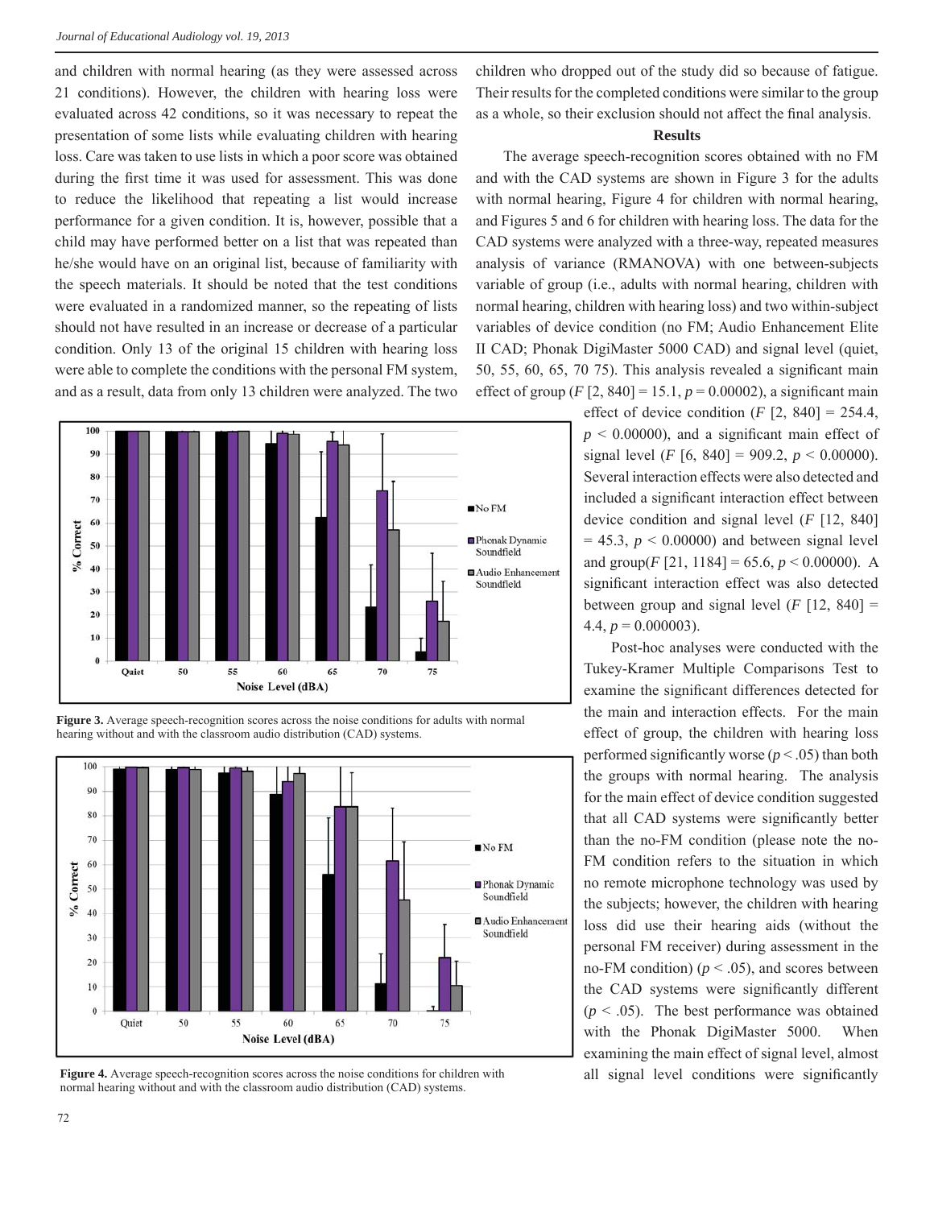and children with normal hearing (as they were assessed across 21 conditions). However, the children with hearing loss were evaluated across 42 conditions, so it was necessary to repeat the presentation of some lists while evaluating children with hearing loss. Care was taken to use lists in which a poor score was obtained during the first time it was used for assessment. This was done to reduce the likelihood that repeating a list would increase performance for a given condition. It is, however, possible that a child may have performed better on a list that was repeated than he/she would have on an original list, because of familiarity with the speech materials. It should be noted that the test conditions were evaluated in a randomized manner, so the repeating of lists should not have resulted in an increase or decrease of a particular condition. Only 13 of the original 15 children with hearing loss were able to complete the conditions with the personal FM system, and as a result, data from only 13 children were analyzed. The two children who dropped out of the study did so because of fatigue. Their results for the completed conditions were similar to the group as a whole, so their exclusion should not affect the final analysis.

**Results**

The average speech-recognition scores obtained with no FM and with the CAD systems are shown in Figure 3 for the adults with normal hearing, Figure 4 for children with normal hearing, and Figures 5 and 6 for children with hearing loss. The data for the CAD systems were analyzed with a three-way, repeated measures analysis of variance (RMANOVA) with one between-subjects variable of group (i.e., adults with normal hearing, children with normal hearing, children with hearing loss) and two within-subject variables of device condition (no FM; Audio Enhancement Elite II CAD; Phonak DigiMaster 5000 CAD) and signal level (quiet, 50, 55, 60, 65, 70 75). This analysis revealed a significant main effect of group ($F$ [2, 840] = 15.1, $p$ = 0.00002), a significant main effect of device condition ($F$ [2, 840] = 254.4, $p$ < 0.00000), and a significant main effect of signal level ($F$ [6, 840] = 909.2, $p$ < 0.00000). Several interaction effects were also detected and included a significant interaction effect between device condition and signal level ($F$ [12, 840] = 45.3, $p$ < 0.00000) and between signal level and group($F$ [21, 1184] = 65.6, $p$ < 0.00000). A significant interaction effect was also detected between group and signal level ($F$ [12, 840] = 4.4, $p$ = 0.000003).

Post-hoc analyses were conducted with the Tukey-Kramer Multiple Comparisons Test to examine the significant differences detected for the main and interaction effects. For the main effect of group, the children with hearing loss performed significantly worse ($p$ < .05) than both the groups with normal hearing. The analysis for the main effect of device condition suggested that all CAD systems were significantly better than the no-FM condition (please note the no-FM condition refers to the situation in which no remote microphone technology was used by the subjects; however, the children with hearing loss did use their hearing aids (without the personal FM receiver) during assessment in the no-FM condition) ($p$ < .05), and scores between the CAD systems were significantly different ($p$ < .05). The best performance was obtained with the Phonak DigiMaster 5000. When examining the main effect of signal level, almost all signal level conditions were significantly

**Figure 3.** Average speech-recognition scores across the noise conditions for adults with normal hearing without and with the classroom audio distribution (CAD) systems.

**Figure 4.** Average speech-recognition scores across the noise conditions for children with normal hearing without and with the classroom audio distribution (CAD) systems.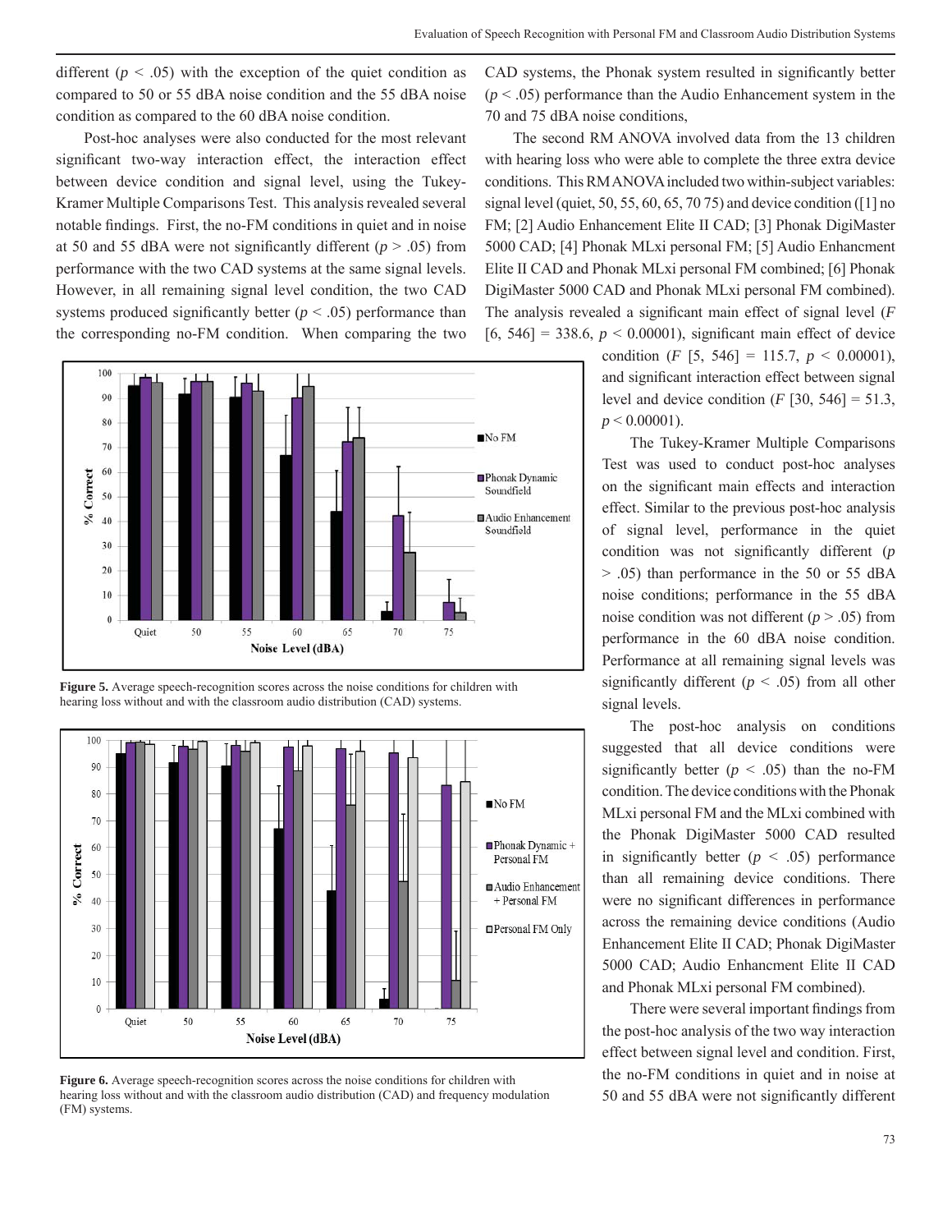different ($p < .05$) with the exception of the quiet condition as compared to 50 or 55 dBA noise condition and the 55 dBA noise condition as compared to the 60 dBA noise condition.

Post-hoc analyses were also conducted for the most relevant significant two-way interaction effect, the interaction effect between device condition and signal level, using the Tukey-Kramer Multiple Comparisons Test. This analysis revealed several notable findings. First, the no-FM conditions in quiet and in noise at 50 and 55 dBA were not significantly different ($p > .05$) from performance with the two CAD systems at the same signal levels. However, in all remaining signal level condition, the two CAD systems produced significantly better ($p < .05$) performance than the corresponding no-FM condition. When comparing the two CAD systems, the Phonak system resulted in significantly better ($p < .05$) performance than the Audio Enhancement system in the 70 and 75 dBA noise conditions,

**Figure 5.** Average speech-recognition scores across the noise conditions for children with hearing loss without and with the classroom audio distribution (CAD) systems.

**Figure 6.** Average speech-recognition scores across the noise conditions for children with hearing loss without and with the classroom audio distribution (CAD) and frequency modulation (FM) systems.

The second RM ANOVA involved data from the 13 children with hearing loss who were able to complete the three extra device conditions. This RM ANOVA included two within-subject variables: signal level (quiet, 50, 55, 60, 65, 70 75) and device condition ([1] no FM; [2] Audio Enhancement Elite II CAD; [3] Phonak DigiMaster 5000 CAD; [4] Phonak MLxi personal FM; [5] Audio Enhancment Elite II CAD and Phonak MLxi personal FM combined; [6] Phonak DigiMaster 5000 CAD and Phonak MLxi personal FM combined). The analysis revealed a significant main effect of signal level ($F$ [6, 546] = 338.6, $p < 0.00001$), significant main effect of device condition ($F$ [5, 546] = 115.7, $p < 0.00001$), and significant interaction effect between signal level and device condition ($F$ [30, 546] = 51.3, $p < 0.00001$).

The Tukey-Kramer Multiple Comparisons Test was used to conduct post-hoc analyses on the significant main effects and interaction effect. Similar to the previous post-hoc analysis of signal level, performance in the quiet condition was not significantly different ($p > .05$) than performance in the 50 or 55 dBA noise conditions; performance in the 55 dBA noise condition was not different ($p > .05$) from performance in the 60 dBA noise condition. Performance at all remaining signal levels was significantly different ($p < .05$) from all other signal levels.

The post-hoc analysis on conditions suggested that all device conditions were significantly better ($p < .05$) than the no-FM condition. The device conditions with the Phonak MLxi personal FM and the MLxi combined with the Phonak DigiMaster 5000 CAD resulted in significantly better ($p < .05$) performance than all remaining device conditions. There were no significant differences in performance across the remaining device conditions (Audio Enhancement Elite II CAD; Phonak DigiMaster 5000 CAD; Audio Enhancment Elite II CAD and Phonak MLxi personal FM combined).

There were several important findings from the post-hoc analysis of the two way interaction effect between signal level and condition. First, the no-FM conditions in quiet and in noise at 50 and 55 dBA were not significantly different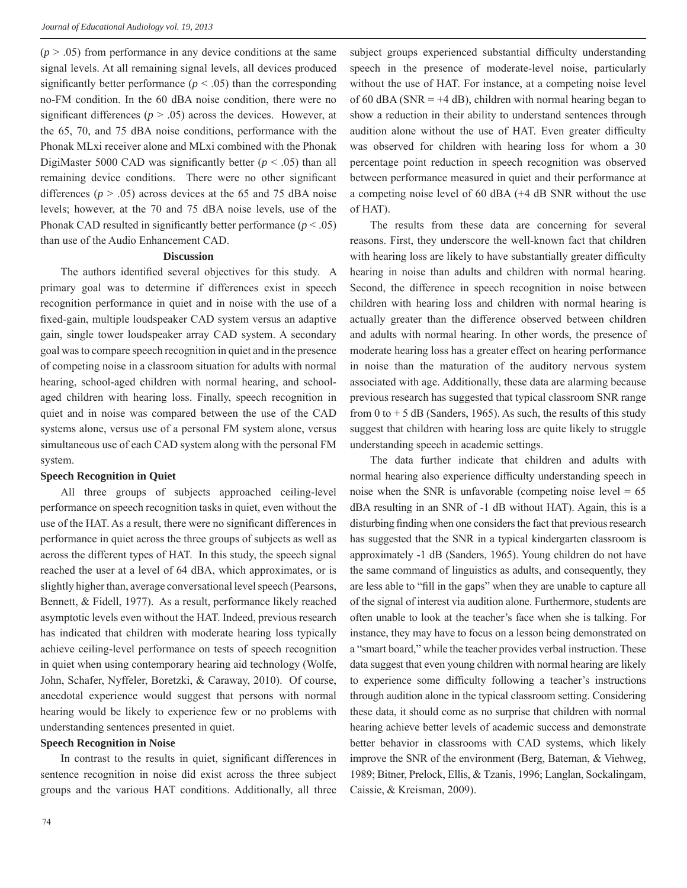($p > .05$) from performance in any device conditions at the same signal levels. At all remaining signal levels, all devices produced significantly better performance ($p < .05$) than the corresponding no-FM condition. In the 60 dBA noise condition, there were no significant differences ($p > .05$) across the devices. However, at the 65, 70, and 75 dBA noise conditions, performance with the Phonak MLxi receiver alone and MLxi combined with the Phonak DigiMaster 5000 CAD was significantly better ($p < .05$) than all remaining device conditions. There were no other significant differences ($p > .05$) across devices at the 65 and 75 dBA noise levels; however, at the 70 and 75 dBA noise levels, use of the Phonak CAD resulted in significantly better performance ($p < .05$) than use of the Audio Enhancement CAD.

## Discussion

The authors identified several objectives for this study. A primary goal was to determine if differences exist in speech recognition performance in quiet and in noise with the use of a fixed-gain, multiple loudspeaker CAD system versus an adaptive gain, single tower loudspeaker array CAD system. A secondary goal was to compare speech recognition in quiet and in the presence of competing noise in a classroom situation for adults with normal hearing, school-aged children with normal hearing, and school-aged children with hearing loss. Finally, speech recognition in quiet and in noise was compared between the use of the CAD systems alone, versus use of a personal FM system alone, versus simultaneous use of each CAD system along with the personal FM system.

### Speech Recognition in Quiet

All three groups of subjects approached ceiling-level performance on speech recognition tasks in quiet, even without the use of the HAT. As a result, there were no significant differences in performance in quiet across the three groups of subjects as well as across the different types of HAT. In this study, the speech signal reached the user at a level of 64 dBA, which approximates, or is slightly higher than, average conversational level speech (Pearsons, Bennett, & Fidell, 1977). As a result, performance likely reached asymptotic levels even without the HAT. Indeed, previous research has indicated that children with moderate hearing loss typically achieve ceiling-level performance on tests of speech recognition in quiet when using contemporary hearing aid technology (Wolfe, John, Schafer, Nyffeler, Boretzki, & Caraway, 2010). Of course, anecdotal experience would suggest that persons with normal hearing would be likely to experience few or no problems with understanding sentences presented in quiet.

### Speech Recognition in Noise

In contrast to the results in quiet, significant differences in sentence recognition in noise did exist across the three subject groups and the various HAT conditions. Additionally, all three subject groups experienced substantial difficulty understanding speech in the presence of moderate-level noise, particularly without the use of HAT. For instance, at a competing noise level of 60 dBA (SNR = +4 dB), children with normal hearing began to show a reduction in their ability to understand sentences through audition alone without the use of HAT. Even greater difficulty was observed for children with hearing loss for whom a 30 percentage point reduction in speech recognition was observed between performance measured in quiet and their performance at a competing noise level of 60 dBA (+4 dB SNR without the use of HAT).

The results from these data are concerning for several reasons. First, they underscore the well-known fact that children with hearing loss are likely to have substantially greater difficulty hearing in noise than adults and children with normal hearing. Second, the difference in speech recognition in noise between children with hearing loss and children with normal hearing is actually greater than the difference observed between children and adults with normal hearing. In other words, the presence of moderate hearing loss has a greater effect on hearing performance in noise than the maturation of the auditory nervous system associated with age. Additionally, these data are alarming because previous research has suggested that typical classroom SNR range from 0 to + 5 dB (Sanders, 1965). As such, the results of this study suggest that children with hearing loss are quite likely to struggle understanding speech in academic settings.

The data further indicate that children and adults with normal hearing also experience difficulty understanding speech in noise when the SNR is unfavorable (competing noise level = 65 dBA resulting in an SNR of -1 dB without HAT). Again, this is a disturbing finding when one considers the fact that previous research has suggested that the SNR in a typical kindergarten classroom is approximately -1 dB (Sanders, 1965). Young children do not have the same command of linguistics as adults, and consequently, they are less able to "fill in the gaps" when they are unable to capture all of the signal of interest via audition alone. Furthermore, students are often unable to look at the teacher's face when she is talking. For instance, they may have to focus on a lesson being demonstrated on a "smart board," while the teacher provides verbal instruction. These data suggest that even young children with normal hearing are likely to experience some difficulty following a teacher's instructions through audition alone in the typical classroom setting. Considering these data, it should come as no surprise that children with normal hearing achieve better levels of academic success and demonstrate better behavior in classrooms with CAD systems, which likely improve the SNR of the environment (Berg, Bateman, & Viehweg, 1989; Bitner, Prelock, Ellis, & Tzanis, 1996; Langlan, Sockalingam, Caissie, & Kreisman, 2009).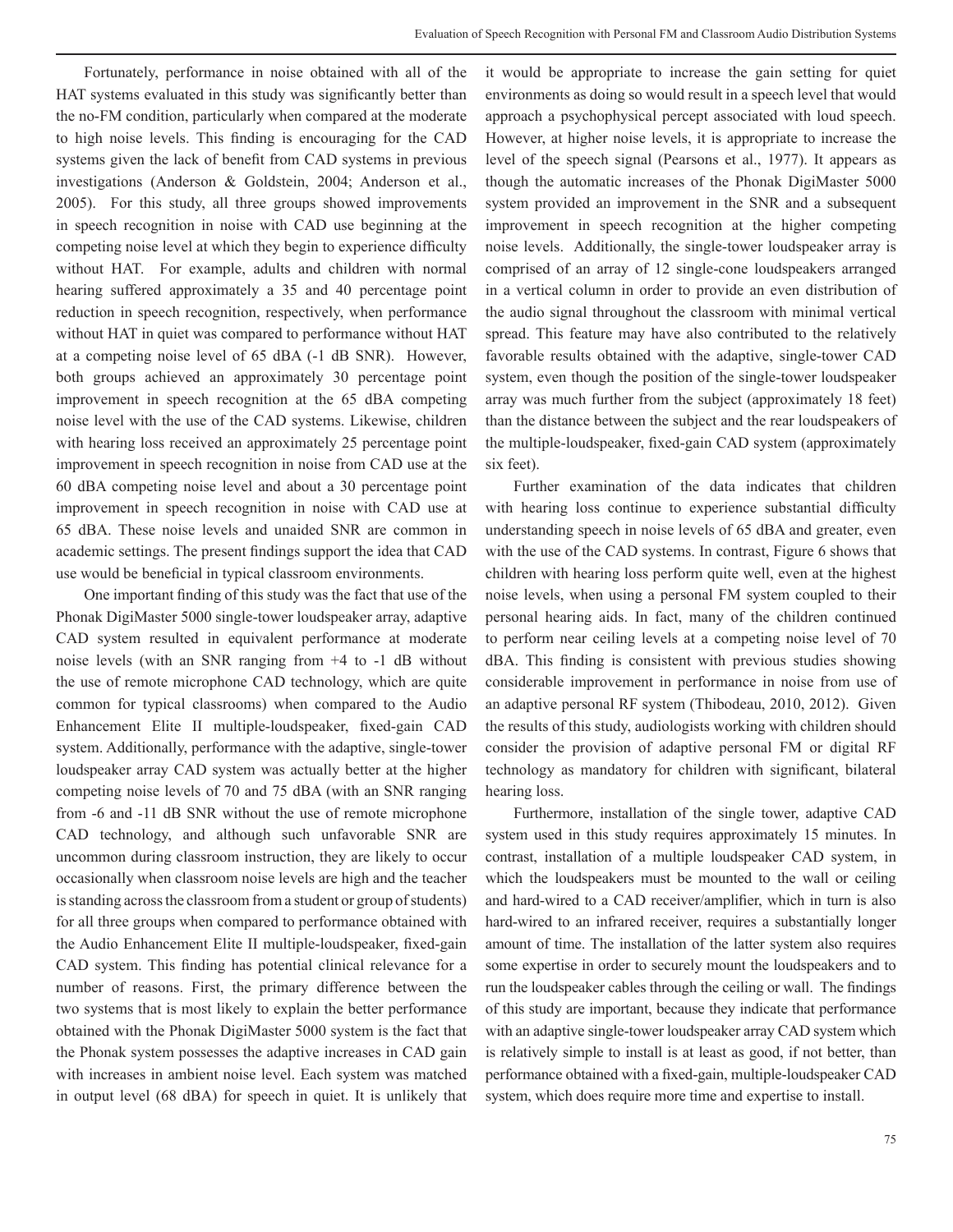Fortunately, performance in noise obtained with all of the HAT systems evaluated in this study was significantly better than the no-FM condition, particularly when compared at the moderate to high noise levels. This finding is encouraging for the CAD systems given the lack of benefit from CAD systems in previous investigations (Anderson & Goldstein, 2004; Anderson et al., 2005). For this study, all three groups showed improvements in speech recognition in noise with CAD use beginning at the competing noise level at which they begin to experience difficulty without HAT. For example, adults and children with normal hearing suffered approximately a 35 and 40 percentage point reduction in speech recognition, respectively, when performance without HAT in quiet was compared to performance without HAT at a competing noise level of 65 dBA (-1 dB SNR). However, both groups achieved an approximately 30 percentage point improvement in speech recognition at the 65 dBA competing noise level with the use of the CAD systems. Likewise, children with hearing loss received an approximately 25 percentage point improvement in speech recognition in noise from CAD use at the 60 dBA competing noise level and about a 30 percentage point improvement in speech recognition in noise with CAD use at 65 dBA. These noise levels and unaided SNR are common in academic settings. The present findings support the idea that CAD use would be beneficial in typical classroom environments.

One important finding of this study was the fact that use of the Phonak DigiMaster 5000 single-tower loudspeaker array, adaptive CAD system resulted in equivalent performance at moderate noise levels (with an SNR ranging from +4 to -1 dB without the use of remote microphone CAD technology, which are quite common for typical classrooms) when compared to the Audio Enhancement Elite II multiple-loudspeaker, fixed-gain CAD system. Additionally, performance with the adaptive, single-tower loudspeaker array CAD system was actually better at the higher competing noise levels of 70 and 75 dBA (with an SNR ranging from -6 and -11 dB SNR without the use of remote microphone CAD technology, and although such unfavorable SNR are uncommon during classroom instruction, they are likely to occur occasionally when classroom noise levels are high and the teacher is standing across the classroom from a student or group of students) for all three groups when compared to performance obtained with the Audio Enhancement Elite II multiple-loudspeaker, fixed-gain CAD system. This finding has potential clinical relevance for a number of reasons. First, the primary difference between the two systems that is most likely to explain the better performance obtained with the Phonak DigiMaster 5000 system is the fact that the Phonak system possesses the adaptive increases in CAD gain with increases in ambient noise level. Each system was matched in output level (68 dBA) for speech in quiet. It is unlikely that it would be appropriate to increase the gain setting for quiet environments as doing so would result in a speech level that would approach a psychophysical percept associated with loud speech. However, at higher noise levels, it is appropriate to increase the level of the speech signal (Pearsons et al., 1977). It appears as though the automatic increases of the Phonak DigiMaster 5000 system provided an improvement in the SNR and a subsequent improvement in speech recognition at the higher competing noise levels. Additionally, the single-tower loudspeaker array is comprised of an array of 12 single-cone loudspeakers arranged in a vertical column in order to provide an even distribution of the audio signal throughout the classroom with minimal vertical spread. This feature may have also contributed to the relatively favorable results obtained with the adaptive, single-tower CAD system, even though the position of the single-tower loudspeaker array was much further from the subject (approximately 18 feet) than the distance between the subject and the rear loudspeakers of the multiple-loudspeaker, fixed-gain CAD system (approximately six feet).

Further examination of the data indicates that children with hearing loss continue to experience substantial difficulty understanding speech in noise levels of 65 dBA and greater, even with the use of the CAD systems. In contrast, Figure 6 shows that children with hearing loss perform quite well, even at the highest noise levels, when using a personal FM system coupled to their personal hearing aids. In fact, many of the children continued to perform near ceiling levels at a competing noise level of 70 dBA. This finding is consistent with previous studies showing considerable improvement in performance in noise from use of an adaptive personal RF system (Thibodeau, 2010, 2012). Given the results of this study, audiologists working with children should consider the provision of adaptive personal FM or digital RF technology as mandatory for children with significant, bilateral hearing loss.

Furthermore, installation of the single tower, adaptive CAD system used in this study requires approximately 15 minutes. In contrast, installation of a multiple loudspeaker CAD system, in which the loudspeakers must be mounted to the wall or ceiling and hard-wired to a CAD receiver/amplifier, which in turn is also hard-wired to an infrared receiver, requires a substantially longer amount of time. The installation of the latter system also requires some expertise in order to securely mount the loudspeakers and to run the loudspeaker cables through the ceiling or wall. The findings of this study are important, because they indicate that performance with an adaptive single-tower loudspeaker array CAD system which is relatively simple to install is at least as good, if not better, than performance obtained with a fixed-gain, multiple-loudspeaker CAD system, which does require more time and expertise to install.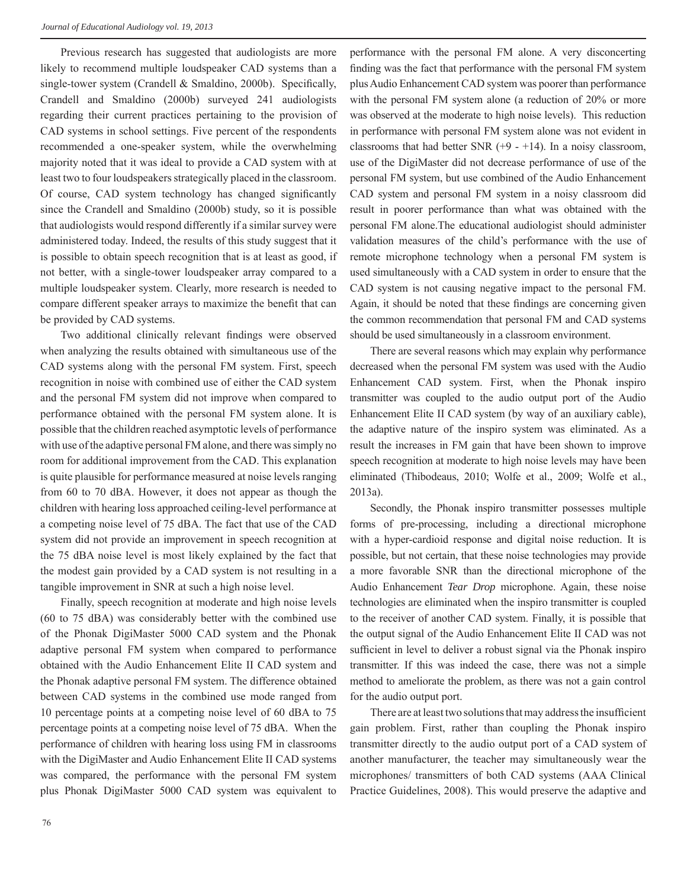Previous research has suggested that audiologists are more likely to recommend multiple loudspeaker CAD systems than a single-tower system (Crandell & Smaldino, 2000b). Specifically, Crandell and Smaldino (2000b) surveyed 241 audiologists regarding their current practices pertaining to the provision of CAD systems in school settings. Five percent of the respondents recommended a one-speaker system, while the overwhelming majority noted that it was ideal to provide a CAD system with at least two to four loudspeakers strategically placed in the classroom. Of course, CAD system technology has changed significantly since the Crandell and Smaldino (2000b) study, so it is possible that audiologists would respond differently if a similar survey were administered today. Indeed, the results of this study suggest that it is possible to obtain speech recognition that is at least as good, if not better, with a single-tower loudspeaker array compared to a multiple loudspeaker system. Clearly, more research is needed to compare different speaker arrays to maximize the benefit that can be provided by CAD systems.

Two additional clinically relevant findings were observed when analyzing the results obtained with simultaneous use of the CAD systems along with the personal FM system. First, speech recognition in noise with combined use of either the CAD system and the personal FM system did not improve when compared to performance obtained with the personal FM system alone. It is possible that the children reached asymptotic levels of performance with use of the adaptive personal FM alone, and there was simply no room for additional improvement from the CAD. This explanation is quite plausible for performance measured at noise levels ranging from 60 to 70 dBA. However, it does not appear as though the children with hearing loss approached ceiling-level performance at a competing noise level of 75 dBA. The fact that use of the CAD system did not provide an improvement in speech recognition at the 75 dBA noise level is most likely explained by the fact that the modest gain provided by a CAD system is not resulting in a tangible improvement in SNR at such a high noise level.

Finally, speech recognition at moderate and high noise levels (60 to 75 dBA) was considerably better with the combined use of the Phonak DigiMaster 5000 CAD system and the Phonak adaptive personal FM system when compared to performance obtained with the Audio Enhancement Elite II CAD system and the Phonak adaptive personal FM system. The difference obtained between CAD systems in the combined use mode ranged from 10 percentage points at a competing noise level of 60 dBA to 75 percentage points at a competing noise level of 75 dBA. When the performance of children with hearing loss using FM in classrooms with the DigiMaster and Audio Enhancement Elite II CAD systems was compared, the performance with the personal FM system plus Phonak DigiMaster 5000 CAD system was equivalent to performance with the personal FM alone. A very disconcerting finding was the fact that performance with the personal FM system plus Audio Enhancement CAD system was poorer than performance with the personal FM system alone (a reduction of 20% or more was observed at the moderate to high noise levels). This reduction in performance with personal FM system alone was not evident in classrooms that had better SNR (+9 - +14). In a noisy classroom, use of the DigiMaster did not decrease performance of use of the personal FM system, but use combined of the Audio Enhancement CAD system and personal FM system in a noisy classroom did result in poorer performance than what was obtained with the personal FM alone.The educational audiologist should administer validation measures of the child's performance with the use of remote microphone technology when a personal FM system is used simultaneously with a CAD system in order to ensure that the CAD system is not causing negative impact to the personal FM. Again, it should be noted that these findings are concerning given the common recommendation that personal FM and CAD systems should be used simultaneously in a classroom environment.

There are several reasons which may explain why performance decreased when the personal FM system was used with the Audio Enhancement CAD system. First, when the Phonak inspiro transmitter was coupled to the audio output port of the Audio Enhancement Elite II CAD system (by way of an auxiliary cable), the adaptive nature of the inspiro system was eliminated. As a result the increases in FM gain that have been shown to improve speech recognition at moderate to high noise levels may have been eliminated (Thibodeaus, 2010; Wolfe et al., 2009; Wolfe et al., 2013a).

Secondly, the Phonak inspiro transmitter possesses multiple forms of pre-processing, including a directional microphone with a hyper-cardioid response and digital noise reduction. It is possible, but not certain, that these noise technologies may provide a more favorable SNR than the directional microphone of the Audio Enhancement *Tear Drop* microphone. Again, these noise technologies are eliminated when the inspiro transmitter is coupled to the receiver of another CAD system. Finally, it is possible that the output signal of the Audio Enhancement Elite II CAD was not sufficient in level to deliver a robust signal via the Phonak inspiro transmitter. If this was indeed the case, there was not a simple method to ameliorate the problem, as there was not a gain control for the audio output port.

There are at least two solutions that may address the insufficient gain problem. First, rather than coupling the Phonak inspiro transmitter directly to the audio output port of a CAD system of another manufacturer, the teacher may simultaneously wear the microphones/ transmitters of both CAD systems (AAA Clinical Practice Guidelines, 2008). This would preserve the adaptive and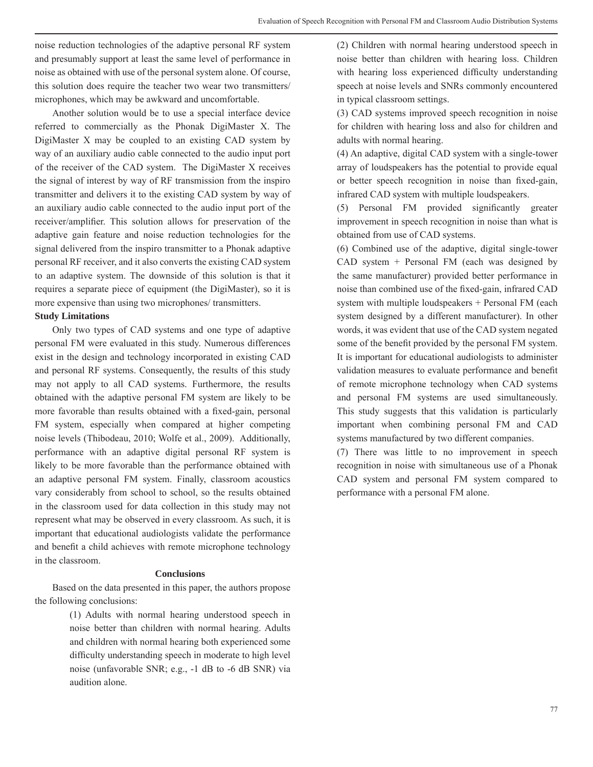noise reduction technologies of the adaptive personal RF system and presumably support at least the same level of performance in noise as obtained with use of the personal system alone. Of course, this solution does require the teacher two wear two transmitters/ microphones, which may be awkward and uncomfortable.

Another solution would be to use a special interface device referred to commercially as the Phonak DigiMaster X. The DigiMaster X may be coupled to an existing CAD system by way of an auxiliary audio cable connected to the audio input port of the receiver of the CAD system. The DigiMaster X receives the signal of interest by way of RF transmission from the inspiro transmitter and delivers it to the existing CAD system by way of an auxiliary audio cable connected to the audio input port of the receiver/amplifier. This solution allows for preservation of the adaptive gain feature and noise reduction technologies for the signal delivered from the inspiro transmitter to a Phonak adaptive personal RF receiver, and it also converts the existing CAD system to an adaptive system. The downside of this solution is that it requires a separate piece of equipment (the DigiMaster), so it is more expensive than using two microphones/ transmitters.

**Study Limitations**

Only two types of CAD systems and one type of adaptive personal FM were evaluated in this study. Numerous differences exist in the design and technology incorporated in existing CAD and personal RF systems. Consequently, the results of this study may not apply to all CAD systems. Furthermore, the results obtained with the adaptive personal FM system are likely to be more favorable than results obtained with a fixed-gain, personal FM system, especially when compared at higher competing noise levels (Thibodeau, 2010; Wolfe et al., 2009). Additionally, performance with an adaptive digital personal RF system is likely to be more favorable than the performance obtained with an adaptive personal FM system. Finally, classroom acoustics vary considerably from school to school, so the results obtained in the classroom used for data collection in this study may not represent what may be observed in every classroom. As such, it is important that educational audiologists validate the performance and benefit a child achieves with remote microphone technology in the classroom.

## Conclusions

Based on the data presented in this paper, the authors propose the following conclusions:

(1) Adults with normal hearing understood speech in noise better than children with normal hearing. Adults and children with normal hearing both experienced some difficulty understanding speech in moderate to high level noise (unfavorable SNR; e.g., -1 dB to -6 dB SNR) via audition alone.

(2) Children with normal hearing understood speech in noise better than children with hearing loss. Children with hearing loss experienced difficulty understanding speech at noise levels and SNRs commonly encountered in typical classroom settings.

(3) CAD systems improved speech recognition in noise for children with hearing loss and also for children and adults with normal hearing.

(4) An adaptive, digital CAD system with a single-tower array of loudspeakers has the potential to provide equal or better speech recognition in noise than fixed-gain, infrared CAD system with multiple loudspeakers.

(5) Personal FM provided significantly greater improvement in speech recognition in noise than what is obtained from use of CAD systems.

(6) Combined use of the adaptive, digital single-tower CAD system + Personal FM (each was designed by the same manufacturer) provided better performance in noise than combined use of the fixed-gain, infrared CAD system with multiple loudspeakers + Personal FM (each system designed by a different manufacturer). In other words, it was evident that use of the CAD system negated some of the benefit provided by the personal FM system. It is important for educational audiologists to administer validation measures to evaluate performance and benefit of remote microphone technology when CAD systems and personal FM systems are used simultaneously. This study suggests that this validation is particularly important when combining personal FM and CAD systems manufactured by two different companies.

(7) There was little to no improvement in speech recognition in noise with simultaneous use of a Phonak CAD system and personal FM system compared to performance with a personal FM alone.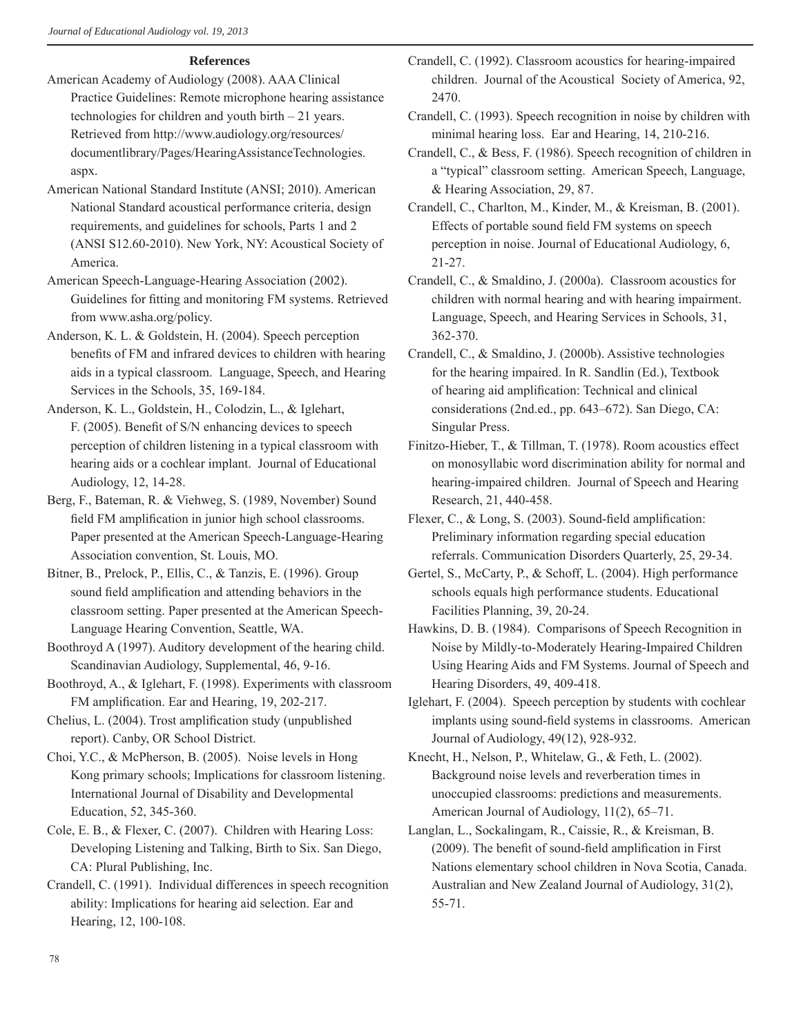## References

American Academy of Audiology (2008). AAA Clinical Practice Guidelines: Remote microphone hearing assistance technologies for children and youth birth – 21 years. Retrieved from http://www.audiology.org/resources/documentlibrary/Pages/HearingAssistanceTechnologies.aspx.

American National Standard Institute (ANSI; 2010). American National Standard acoustical performance criteria, design requirements, and guidelines for schools, Parts 1 and 2 (ANSI S12.60-2010). New York, NY: Acoustical Society of America.

American Speech-Language-Hearing Association (2002). Guidelines for fitting and monitoring FM systems. Retrieved from www.asha.org/policy.

Anderson, K. L. & Goldstein, H. (2004). Speech perception benefits of FM and infrared devices to children with hearing aids in a typical classroom. Language, Speech, and Hearing Services in the Schools, 35, 169-184.

Anderson, K. L., Goldstein, H., Colodzin, L., & Iglehart, F. (2005). Benefit of S/N enhancing devices to speech perception of children listening in a typical classroom with hearing aids or a cochlear implant. Journal of Educational Audiology, 12, 14-28.

Berg, F., Bateman, R. & Viehweg, S. (1989, November) Sound field FM amplification in junior high school classrooms. Paper presented at the American Speech-Language-Hearing Association convention, St. Louis, MO.

Bitner, B., Prelock, P., Ellis, C., & Tanzis, E. (1996). Group sound field amplification and attending behaviors in the classroom setting. Paper presented at the American Speech-Language Hearing Convention, Seattle, WA.

Boothroyd A (1997). Auditory development of the hearing child. Scandinavian Audiology, Supplemental, 46, 9-16.

Boothroyd, A., & Iglehart, F. (1998). Experiments with classroom FM amplification. Ear and Hearing, 19, 202-217.

Chelius, L. (2004). Trost amplification study (unpublished report). Canby, OR School District.

Choi, Y.C., & McPherson, B. (2005). Noise levels in Hong Kong primary schools; Implications for classroom listening. International Journal of Disability and Developmental Education, 52, 345-360.

Cole, E. B., & Flexer, C. (2007). Children with Hearing Loss: Developing Listening and Talking, Birth to Six. San Diego, CA: Plural Publishing, Inc.

Crandell, C. (1991). Individual differences in speech recognition ability: Implications for hearing aid selection. Ear and Hearing, 12, 100-108.

Crandell, C. (1992). Classroom acoustics for hearing-impaired children. Journal of the Acoustical Society of America, 92, 2470.

Crandell, C. (1993). Speech recognition in noise by children with minimal hearing loss. Ear and Hearing, 14, 210-216.

Crandell, C., & Bess, F. (1986). Speech recognition of children in a "typical" classroom setting. American Speech, Language, & Hearing Association, 29, 87.

Crandell, C., Charlton, M., Kinder, M., & Kreisman, B. (2001). Effects of portable sound field FM systems on speech perception in noise. Journal of Educational Audiology, 6, 21-27.

Crandell, C., & Smaldino, J. (2000a). Classroom acoustics for children with normal hearing and with hearing impairment. Language, Speech, and Hearing Services in Schools, 31, 362-370.

Crandell, C., & Smaldino, J. (2000b). Assistive technologies for the hearing impaired. In R. Sandlin (Ed.), Textbook of hearing aid amplification: Technical and clinical considerations (2nd.ed., pp. 643–672). San Diego, CA: Singular Press.

Finitzo-Hieber, T., & Tillman, T. (1978). Room acoustics effect on monosyllabic word discrimination ability for normal and hearing-impaired children. Journal of Speech and Hearing Research, 21, 440-458.

Flexer, C., & Long, S. (2003). Sound-field amplification: Preliminary information regarding special education referrals. Communication Disorders Quarterly, 25, 29-34.

Gertel, S., McCarty, P., & Schoff, L. (2004). High performance schools equals high performance students. Educational Facilities Planning, 39, 20-24.

Hawkins, D. B. (1984). Comparisons of Speech Recognition in Noise by Mildly-to-Moderately Hearing-Impaired Children Using Hearing Aids and FM Systems. Journal of Speech and Hearing Disorders, 49, 409-418.

Iglehart, F. (2004). Speech perception by students with cochlear implants using sound-field systems in classrooms. American Journal of Audiology, 49(12), 928-932.

Knecht, H., Nelson, P., Whitelaw, G., & Feth, L. (2002). Background noise levels and reverberation times in unoccupied classrooms: predictions and measurements. American Journal of Audiology, 11(2), 65–71.

Langlan, L., Sockalingam, R., Caissie, R., & Kreisman, B. (2009). The benefit of sound-field amplification in First Nations elementary school children in Nova Scotia, Canada. Australian and New Zealand Journal of Audiology, 31(2), 55-71.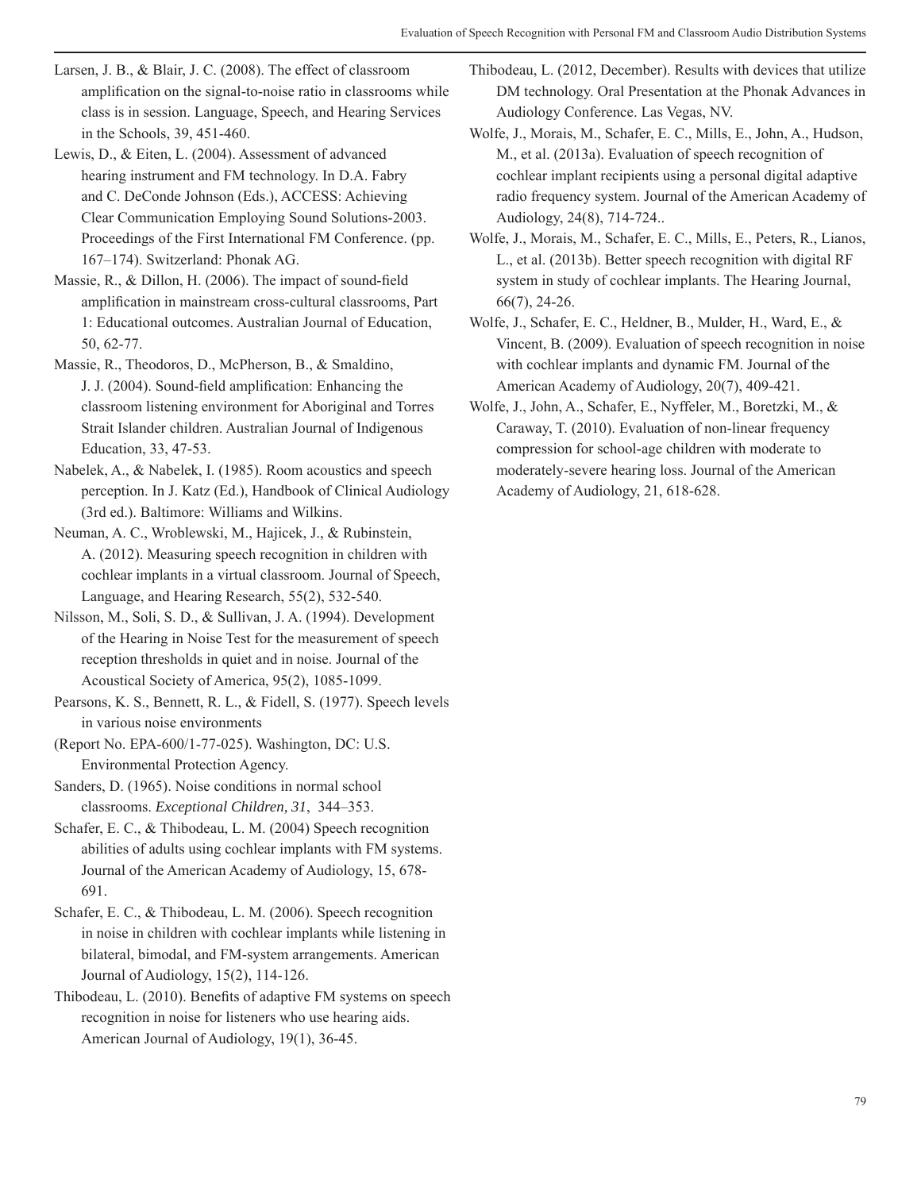Larsen, J. B., & Blair, J. C. (2008). The effect of classroom amplification on the signal-to-noise ratio in classrooms while class is in session. Language, Speech, and Hearing Services in the Schools, 39, 451-460.

Lewis, D., & Eiten, L. (2004). Assessment of advanced hearing instrument and FM technology. In D.A. Fabry and C. DeConde Johnson (Eds.), ACCESS: Achieving Clear Communication Employing Sound Solutions-2003. Proceedings of the First International FM Conference. (pp. 167–174). Switzerland: Phonak AG.

Massie, R., & Dillon, H. (2006). The impact of sound-field amplification in mainstream cross-cultural classrooms, Part 1: Educational outcomes. Australian Journal of Education, 50, 62-77.

Massie, R., Theodoros, D., McPherson, B., & Smaldino, J. J. (2004). Sound-field amplification: Enhancing the classroom listening environment for Aboriginal and Torres Strait Islander children. Australian Journal of Indigenous Education, 33, 47-53.

Nabelek, A., & Nabelek, I. (1985). Room acoustics and speech perception. In J. Katz (Ed.), Handbook of Clinical Audiology (3rd ed.). Baltimore: Williams and Wilkins.

Neuman, A. C., Wroblewski, M., Hajicek, J., & Rubinstein, A. (2012). Measuring speech recognition in children with cochlear implants in a virtual classroom. Journal of Speech, Language, and Hearing Research, 55(2), 532-540.

Nilsson, M., Soli, S. D., & Sullivan, J. A. (1994). Development of the Hearing in Noise Test for the measurement of speech reception thresholds in quiet and in noise. Journal of the Acoustical Society of America, 95(2), 1085-1099.

Pearsons, K. S., Bennett, R. L., & Fidell, S. (1977). Speech levels in various noise environments

(Report No. EPA-600/1-77-025). Washington, DC: U.S. Environmental Protection Agency.

Sanders, D. (1965). Noise conditions in normal school classrooms. *Exceptional Children, 31*, 344–353.

Schafer, E. C., & Thibodeau, L. M. (2004) Speech recognition abilities of adults using cochlear implants with FM systems. Journal of the American Academy of Audiology, 15, 678-691.

Schafer, E. C., & Thibodeau, L. M. (2006). Speech recognition in noise in children with cochlear implants while listening in bilateral, bimodal, and FM-system arrangements. American Journal of Audiology, 15(2), 114-126.

Thibodeau, L. (2010). Benefits of adaptive FM systems on speech recognition in noise for listeners who use hearing aids. American Journal of Audiology, 19(1), 36-45.

Thibodeau, L. (2012, December). Results with devices that utilize DM technology. Oral Presentation at the Phonak Advances in Audiology Conference. Las Vegas, NV.

Wolfe, J., Morais, M., Schafer, E. C., Mills, E., John, A., Hudson, M., et al. (2013a). Evaluation of speech recognition of cochlear implant recipients using a personal digital adaptive radio frequency system. Journal of the American Academy of Audiology, 24(8), 714-724..

Wolfe, J., Morais, M., Schafer, E. C., Mills, E., Peters, R., Lianos, L., et al. (2013b). Better speech recognition with digital RF system in study of cochlear implants. The Hearing Journal, 66(7), 24-26.

Wolfe, J., Schafer, E. C., Heldner, B., Mulder, H., Ward, E., & Vincent, B. (2009). Evaluation of speech recognition in noise with cochlear implants and dynamic FM. Journal of the American Academy of Audiology, 20(7), 409-421.

Wolfe, J., John, A., Schafer, E., Nyffeler, M., Boretzki, M., & Caraway, T. (2010). Evaluation of non-linear frequency compression for school-age children with moderate to moderately-severe hearing loss. Journal of the American Academy of Audiology, 21, 618-628.